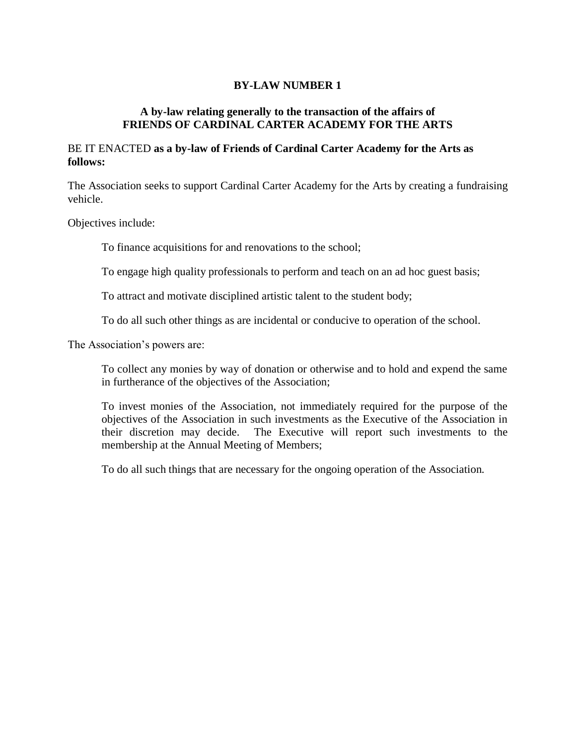# BY-LAW NUMBER 1

## A by-law relating generally to the transaction of the affairs of FRIENDS OF CARDINAL CARTER ACADEMY FOR THE ARTS

BE IT ENACTED **as a by-law of Friends of Cardinal Carter Academy for the Arts as follows:**

The Association seeks to support Cardinal Carter Academy for the Arts by creating a fundraising vehicle.

Objectives include:

> To finance acquisitions for and renovations to the school;
>
> To engage high quality professionals to perform and teach on an ad hoc guest basis;
>
> To attract and motivate disciplined artistic talent to the student body;
>
> To do all such other things as are incidental or conducive to operation of the school.

The Association's powers are:

> To collect any monies by way of donation or otherwise and to hold and expend the same in furtherance of the objectives of the Association;
>
> To invest monies of the Association, not immediately required for the purpose of the objectives of the Association in such investments as the Executive of the Association in their discretion may decide. The Executive will report such investments to the membership at the Annual Meeting of Members;
>
> To do all such things that are necessary for the ongoing operation of the Association.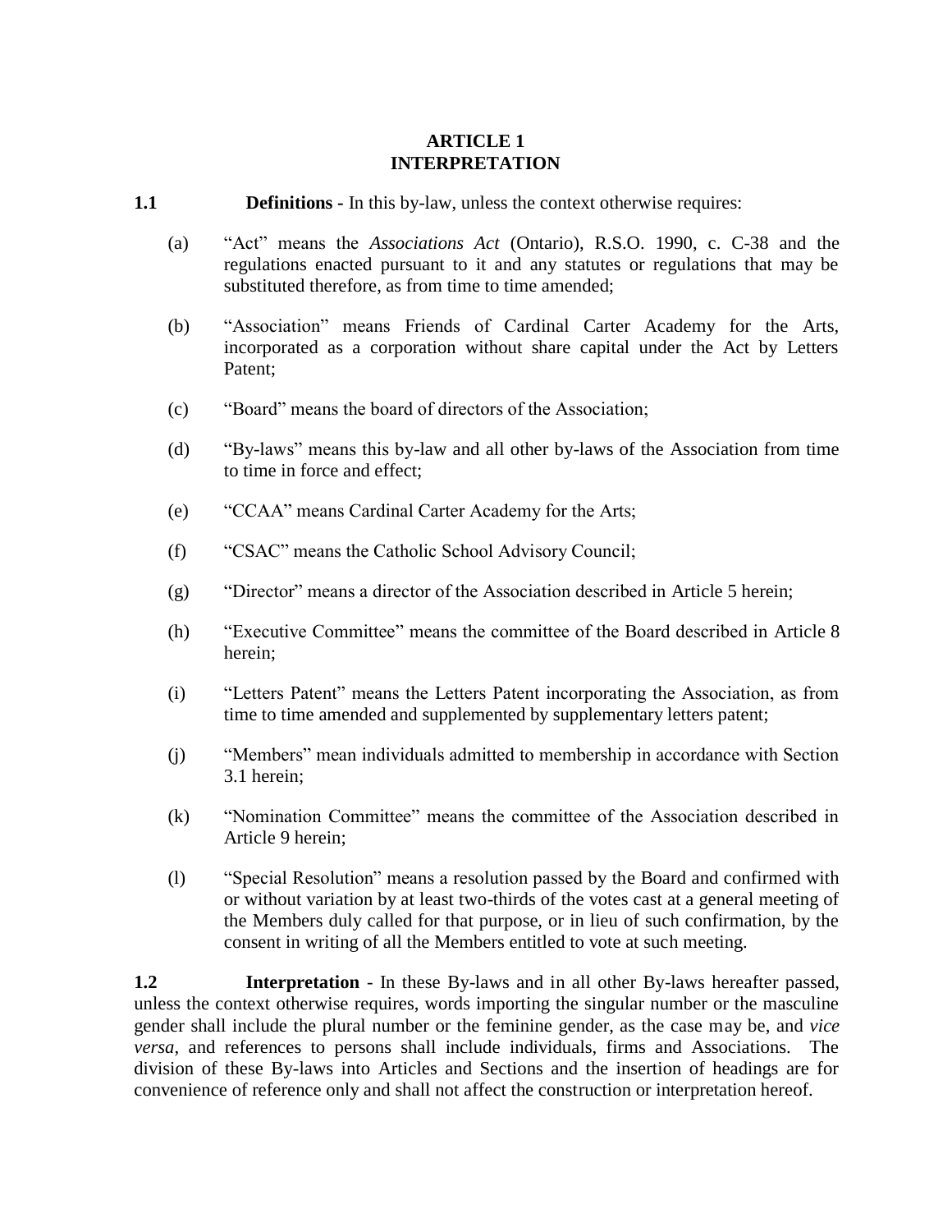# ARTICLE 1
# INTERPRETATION

**1.1 Definitions -** In this by-law, unless the context otherwise requires:

(a) "Act" means the *Associations Act* (Ontario), R.S.O. 1990, c. C-38 and the regulations enacted pursuant to it and any statutes or regulations that may be substituted therefore, as from time to time amended;

(b) "Association" means Friends of Cardinal Carter Academy for the Arts, incorporated as a corporation without share capital under the Act by Letters Patent;

(c) "Board" means the board of directors of the Association;

(d) "By-laws" means this by-law and all other by-laws of the Association from time to time in force and effect;

(e) "CCAA" means Cardinal Carter Academy for the Arts;

(f) "CSAC" means the Catholic School Advisory Council;

(g) "Director" means a director of the Association described in Article 5 herein;

(h) "Executive Committee" means the committee of the Board described in Article 8 herein;

(i) "Letters Patent" means the Letters Patent incorporating the Association, as from time to time amended and supplemented by supplementary letters patent;

(j) "Members" mean individuals admitted to membership in accordance with Section 3.1 herein;

(k) "Nomination Committee" means the committee of the Association described in Article 9 herein;

(l) "Special Resolution" means a resolution passed by the Board and confirmed with or without variation by at least two-thirds of the votes cast at a general meeting of the Members duly called for that purpose, or in lieu of such confirmation, by the consent in writing of all the Members entitled to vote at such meeting.

**1.2 Interpretation** - In these By-laws and in all other By-laws hereafter passed, unless the context otherwise requires, words importing the singular number or the masculine gender shall include the plural number or the feminine gender, as the case may be, and *vice versa*, and references to persons shall include individuals, firms and Associations. The division of these By-laws into Articles and Sections and the insertion of headings are for convenience of reference only and shall not affect the construction or interpretation hereof.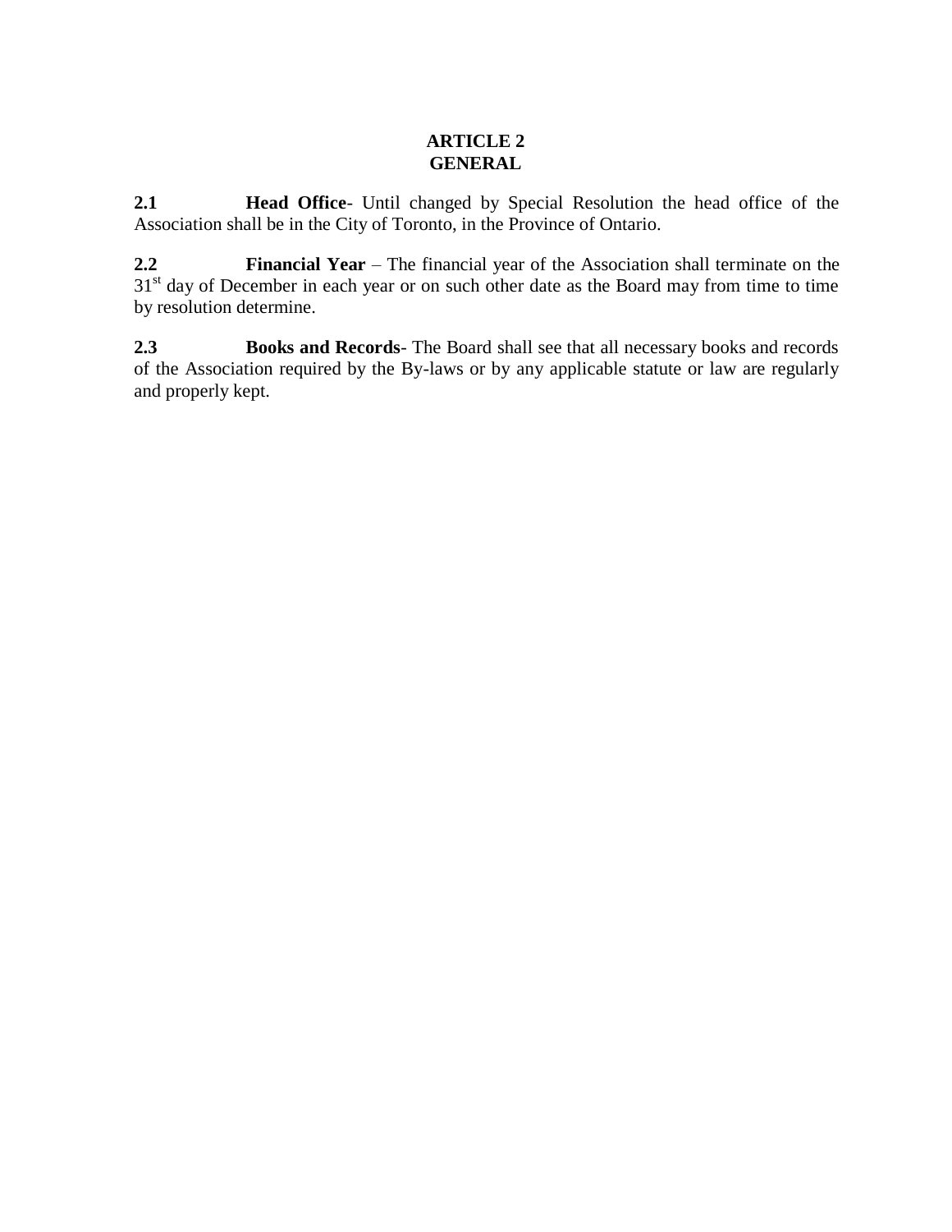## ARTICLE 2
## GENERAL

**2.1** **Head Office**- Until changed by Special Resolution the head office of the Association shall be in the City of Toronto, in the Province of Ontario.

**2.2** **Financial Year** – The financial year of the Association shall terminate on the 31st day of December in each year or on such other date as the Board may from time to time by resolution determine.

**2.3** **Books and Records**- The Board shall see that all necessary books and records of the Association required by the By-laws or by any applicable statute or law are regularly and properly kept.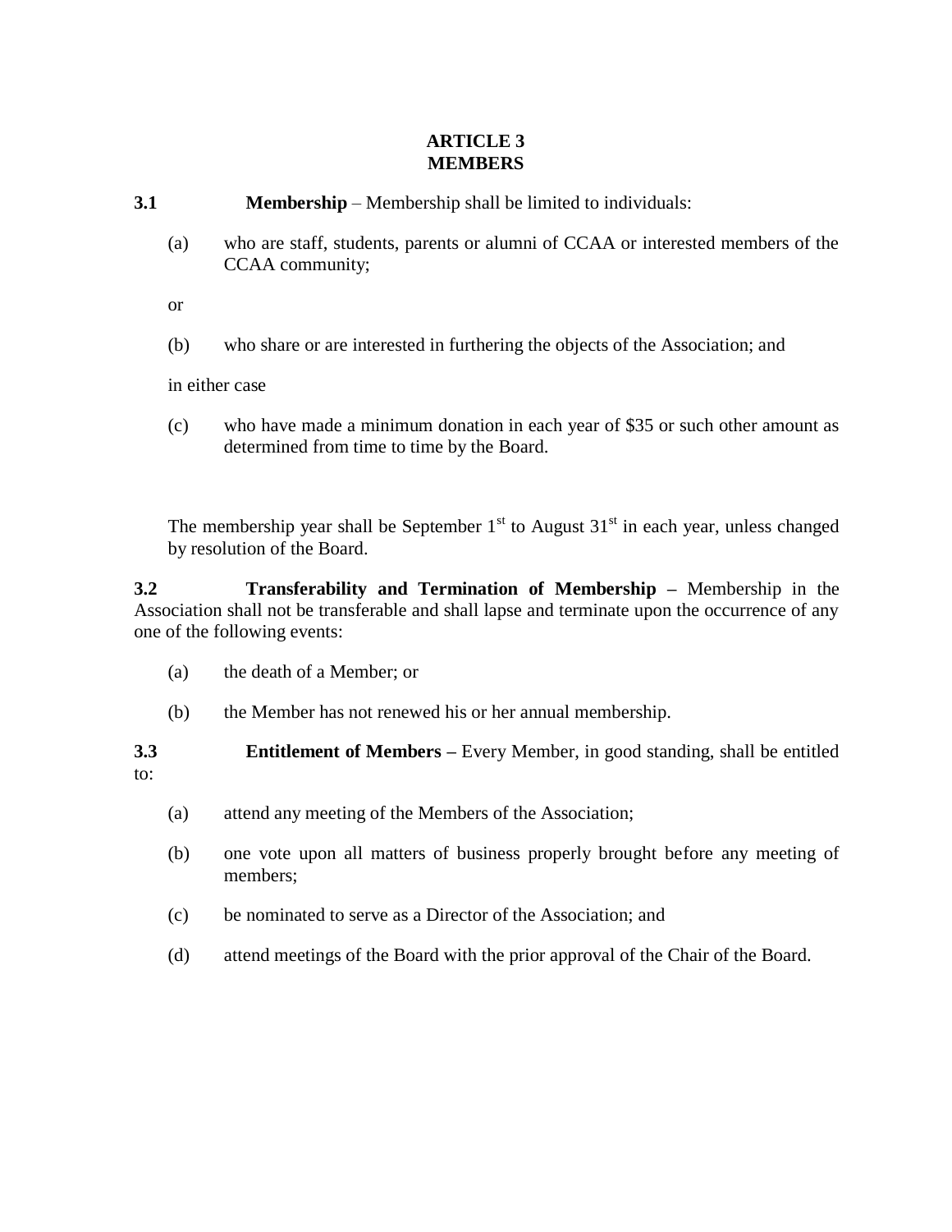## ARTICLE 3
## MEMBERS

**3.1 Membership** – Membership shall be limited to individuals:

(a) who are staff, students, parents or alumni of CCAA or interested members of the CCAA community;

or

(b) who share or are interested in furthering the objects of the Association; and

in either case

(c) who have made a minimum donation in each year of $35 or such other amount as determined from time to time by the Board.

The membership year shall be September 1st to August 31st in each year, unless changed by resolution of the Board.

**3.2 Transferability and Termination of Membership –** Membership in the Association shall not be transferable and shall lapse and terminate upon the occurrence of any one of the following events:

(a) the death of a Member; or

(b) the Member has not renewed his or her annual membership.

**3.3 Entitlement of Members –** Every Member, in good standing, shall be entitled to:

(a) attend any meeting of the Members of the Association;

(b) one vote upon all matters of business properly brought before any meeting of members;

(c) be nominated to serve as a Director of the Association; and

(d) attend meetings of the Board with the prior approval of the Chair of the Board.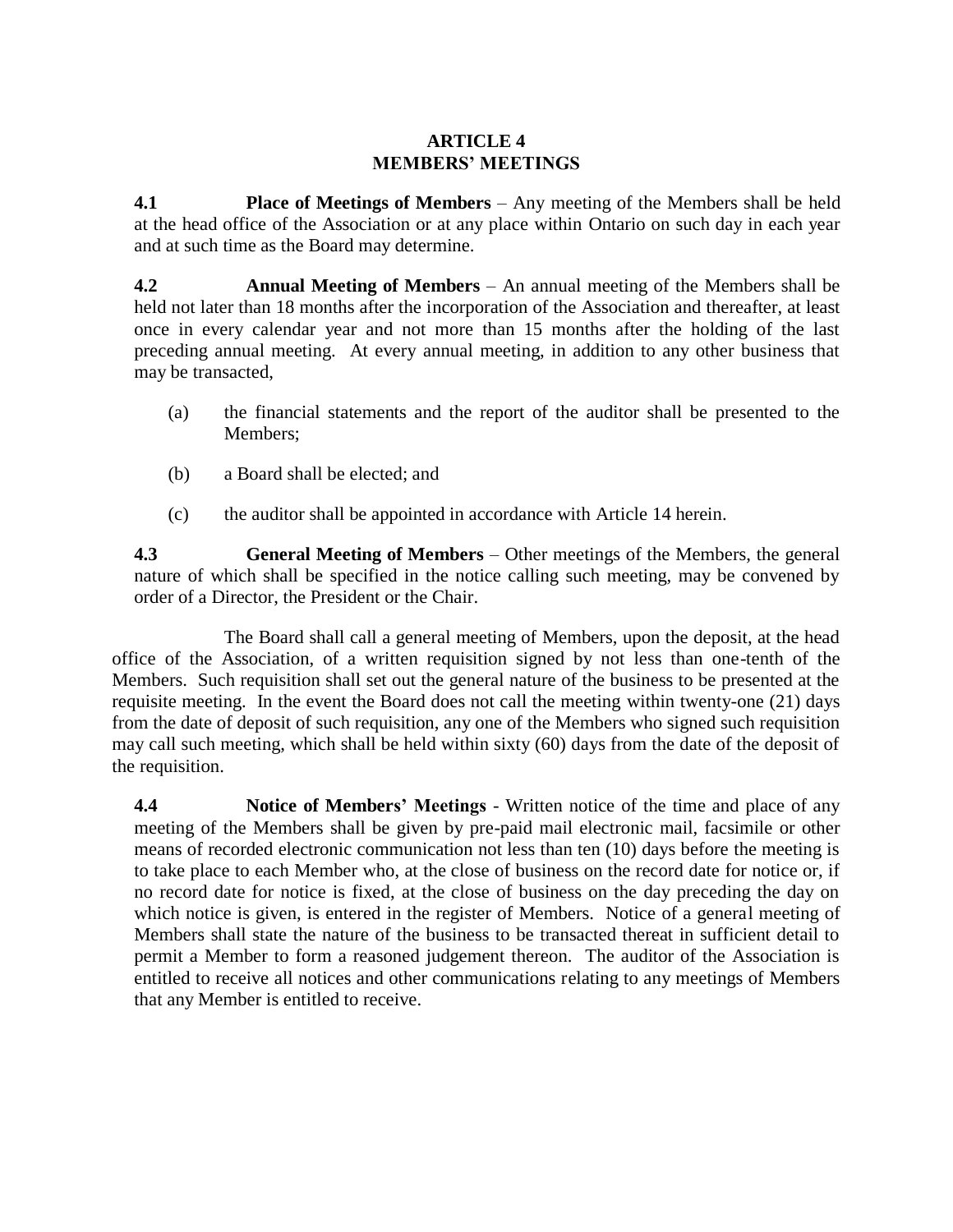## ARTICLE 4
## MEMBERS' MEETINGS

**4.1 Place of Meetings of Members** – Any meeting of the Members shall be held at the head office of the Association or at any place within Ontario on such day in each year and at such time as the Board may determine.

**4.2 Annual Meeting of Members** – An annual meeting of the Members shall be held not later than 18 months after the incorporation of the Association and thereafter, at least once in every calendar year and not more than 15 months after the holding of the last preceding annual meeting. At every annual meeting, in addition to any other business that may be transacted,

(a) the financial statements and the report of the auditor shall be presented to the Members;

(b) a Board shall be elected; and

(c) the auditor shall be appointed in accordance with Article 14 herein.

**4.3 General Meeting of Members** – Other meetings of the Members, the general nature of which shall be specified in the notice calling such meeting, may be convened by order of a Director, the President or the Chair.

The Board shall call a general meeting of Members, upon the deposit, at the head office of the Association, of a written requisition signed by not less than one-tenth of the Members. Such requisition shall set out the general nature of the business to be presented at the requisite meeting. In the event the Board does not call the meeting within twenty-one (21) days from the date of deposit of such requisition, any one of the Members who signed such requisition may call such meeting, which shall be held within sixty (60) days from the date of the deposit of the requisition.

**4.4 Notice of Members' Meetings** - Written notice of the time and place of any meeting of the Members shall be given by pre-paid mail electronic mail, facsimile or other means of recorded electronic communication not less than ten (10) days before the meeting is to take place to each Member who, at the close of business on the record date for notice or, if no record date for notice is fixed, at the close of business on the day preceding the day on which notice is given, is entered in the register of Members. Notice of a general meeting of Members shall state the nature of the business to be transacted thereat in sufficient detail to permit a Member to form a reasoned judgement thereon. The auditor of the Association is entitled to receive all notices and other communications relating to any meetings of Members that any Member is entitled to receive.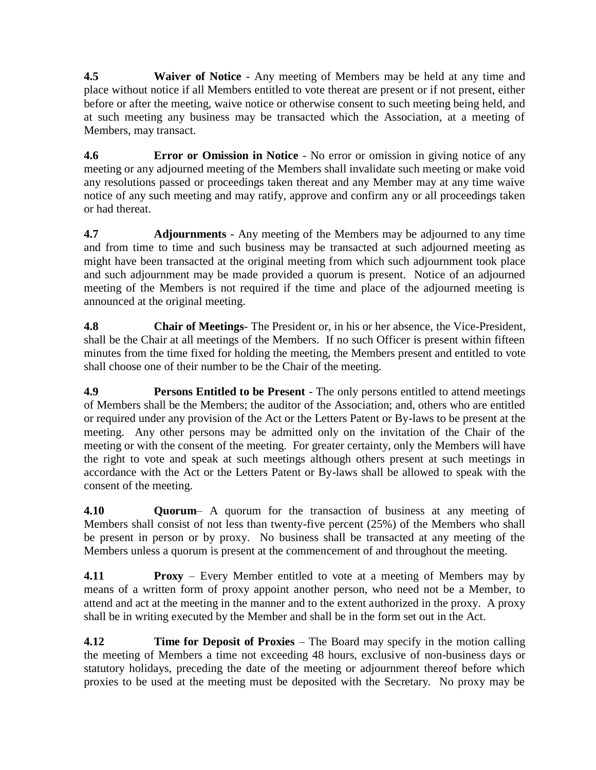**4.5** **Waiver of Notice** - Any meeting of Members may be held at any time and place without notice if all Members entitled to vote thereat are present or if not present, either before or after the meeting, waive notice or otherwise consent to such meeting being held, and at such meeting any business may be transacted which the Association, at a meeting of Members, may transact.

**4.6** **Error or Omission in Notice** - No error or omission in giving notice of any meeting or any adjourned meeting of the Members shall invalidate such meeting or make void any resolutions passed or proceedings taken thereat and any Member may at any time waive notice of any such meeting and may ratify, approve and confirm any or all proceedings taken or had thereat.

**4.7** **Adjournments** - Any meeting of the Members may be adjourned to any time and from time to time and such business may be transacted at such adjourned meeting as might have been transacted at the original meeting from which such adjournment took place and such adjournment may be made provided a quorum is present. Notice of an adjourned meeting of the Members is not required if the time and place of the adjourned meeting is announced at the original meeting.

**4.8** **Chair of Meetings**- The President or, in his or her absence, the Vice-President, shall be the Chair at all meetings of the Members. If no such Officer is present within fifteen minutes from the time fixed for holding the meeting, the Members present and entitled to vote shall choose one of their number to be the Chair of the meeting.

**4.9** **Persons Entitled to be Present** - The only persons entitled to attend meetings of Members shall be the Members; the auditor of the Association; and, others who are entitled or required under any provision of the Act or the Letters Patent or By-laws to be present at the meeting. Any other persons may be admitted only on the invitation of the Chair of the meeting or with the consent of the meeting. For greater certainty, only the Members will have the right to vote and speak at such meetings although others present at such meetings in accordance with the Act or the Letters Patent or By-laws shall be allowed to speak with the consent of the meeting.

**4.10** **Quorum**– A quorum for the transaction of business at any meeting of Members shall consist of not less than twenty-five percent (25%) of the Members who shall be present in person or by proxy. No business shall be transacted at any meeting of the Members unless a quorum is present at the commencement of and throughout the meeting.

**4.11** **Proxy** – Every Member entitled to vote at a meeting of Members may by means of a written form of proxy appoint another person, who need not be a Member, to attend and act at the meeting in the manner and to the extent authorized in the proxy. A proxy shall be in writing executed by the Member and shall be in the form set out in the Act.

**4.12** **Time for Deposit of Proxies** – The Board may specify in the motion calling the meeting of Members a time not exceeding 48 hours, exclusive of non-business days or statutory holidays, preceding the date of the meeting or adjournment thereof before which proxies to be used at the meeting must be deposited with the Secretary. No proxy may be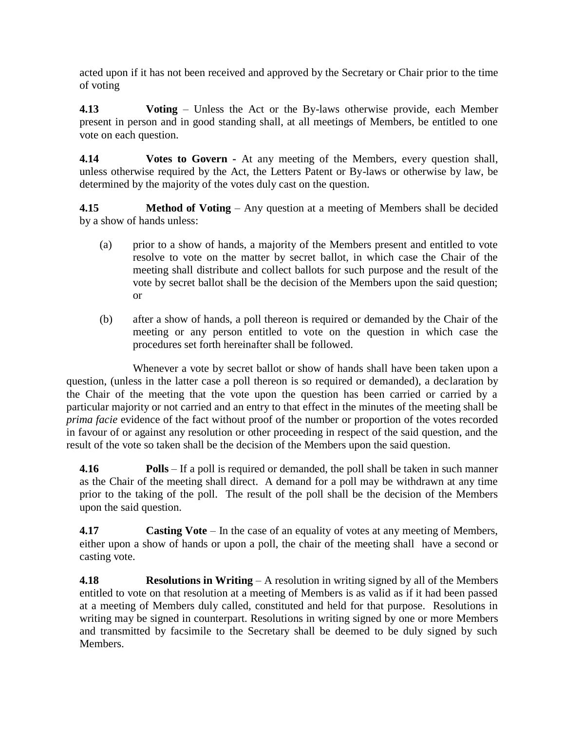acted upon if it has not been received and approved by the Secretary or Chair prior to the time of voting

**4.13** **Voting** – Unless the Act or the By-laws otherwise provide, each Member present in person and in good standing shall, at all meetings of Members, be entitled to one vote on each question.

**4.14** **Votes to Govern -** At any meeting of the Members, every question shall, unless otherwise required by the Act, the Letters Patent or By-laws or otherwise by law, be determined by the majority of the votes duly cast on the question.

**4.15** **Method of Voting** – Any question at a meeting of Members shall be decided by a show of hands unless:

(a) prior to a show of hands, a majority of the Members present and entitled to vote resolve to vote on the matter by secret ballot, in which case the Chair of the meeting shall distribute and collect ballots for such purpose and the result of the vote by secret ballot shall be the decision of the Members upon the said question; or

(b) after a show of hands, a poll thereon is required or demanded by the Chair of the meeting or any person entitled to vote on the question in which case the procedures set forth hereinafter shall be followed.

Whenever a vote by secret ballot or show of hands shall have been taken upon a question, (unless in the latter case a poll thereon is so required or demanded), a declaration by the Chair of the meeting that the vote upon the question has been carried or carried by a particular majority or not carried and an entry to that effect in the minutes of the meeting shall be *prima facie* evidence of the fact without proof of the number or proportion of the votes recorded in favour of or against any resolution or other proceeding in respect of the said question, and the result of the vote so taken shall be the decision of the Members upon the said question.

**4.16** **Polls** – If a poll is required or demanded, the poll shall be taken in such manner as the Chair of the meeting shall direct. A demand for a poll may be withdrawn at any time prior to the taking of the poll. The result of the poll shall be the decision of the Members upon the said question.

**4.17** **Casting Vote** – In the case of an equality of votes at any meeting of Members, either upon a show of hands or upon a poll, the chair of the meeting shall have a second or casting vote.

**4.18** **Resolutions in Writing** – A resolution in writing signed by all of the Members entitled to vote on that resolution at a meeting of Members is as valid as if it had been passed at a meeting of Members duly called, constituted and held for that purpose. Resolutions in writing may be signed in counterpart. Resolutions in writing signed by one or more Members and transmitted by facsimile to the Secretary shall be deemed to be duly signed by such Members.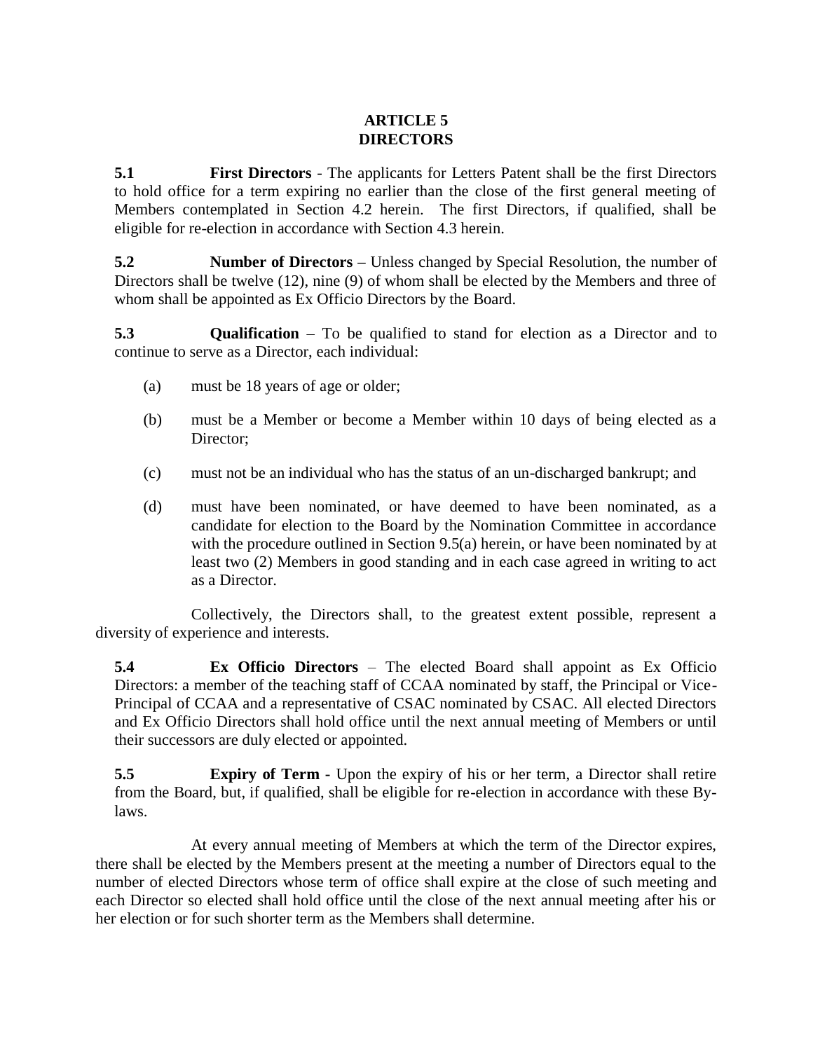# ARTICLE 5
# DIRECTORS

**5.1 First Directors** - The applicants for Letters Patent shall be the first Directors to hold office for a term expiring no earlier than the close of the first general meeting of Members contemplated in Section 4.2 herein. The first Directors, if qualified, shall be eligible for re-election in accordance with Section 4.3 herein.

**5.2 Number of Directors –** Unless changed by Special Resolution, the number of Directors shall be twelve (12), nine (9) of whom shall be elected by the Members and three of whom shall be appointed as Ex Officio Directors by the Board.

**5.3 Qualification** – To be qualified to stand for election as a Director and to continue to serve as a Director, each individual:

(a) must be 18 years of age or older;

(b) must be a Member or become a Member within 10 days of being elected as a Director;

(c) must not be an individual who has the status of an un-discharged bankrupt; and

(d) must have been nominated, or have deemed to have been nominated, as a candidate for election to the Board by the Nomination Committee in accordance with the procedure outlined in Section 9.5(a) herein, or have been nominated by at least two (2) Members in good standing and in each case agreed in writing to act as a Director.

Collectively, the Directors shall, to the greatest extent possible, represent a diversity of experience and interests.

**5.4 Ex Officio Directors** – The elected Board shall appoint as Ex Officio Directors: a member of the teaching staff of CCAA nominated by staff, the Principal or Vice-Principal of CCAA and a representative of CSAC nominated by CSAC. All elected Directors and Ex Officio Directors shall hold office until the next annual meeting of Members or until their successors are duly elected or appointed.

**5.5 Expiry of Term -** Upon the expiry of his or her term, a Director shall retire from the Board, but, if qualified, shall be eligible for re-election in accordance with these By-laws.

At every annual meeting of Members at which the term of the Director expires, there shall be elected by the Members present at the meeting a number of Directors equal to the number of elected Directors whose term of office shall expire at the close of such meeting and each Director so elected shall hold office until the close of the next annual meeting after his or her election or for such shorter term as the Members shall determine.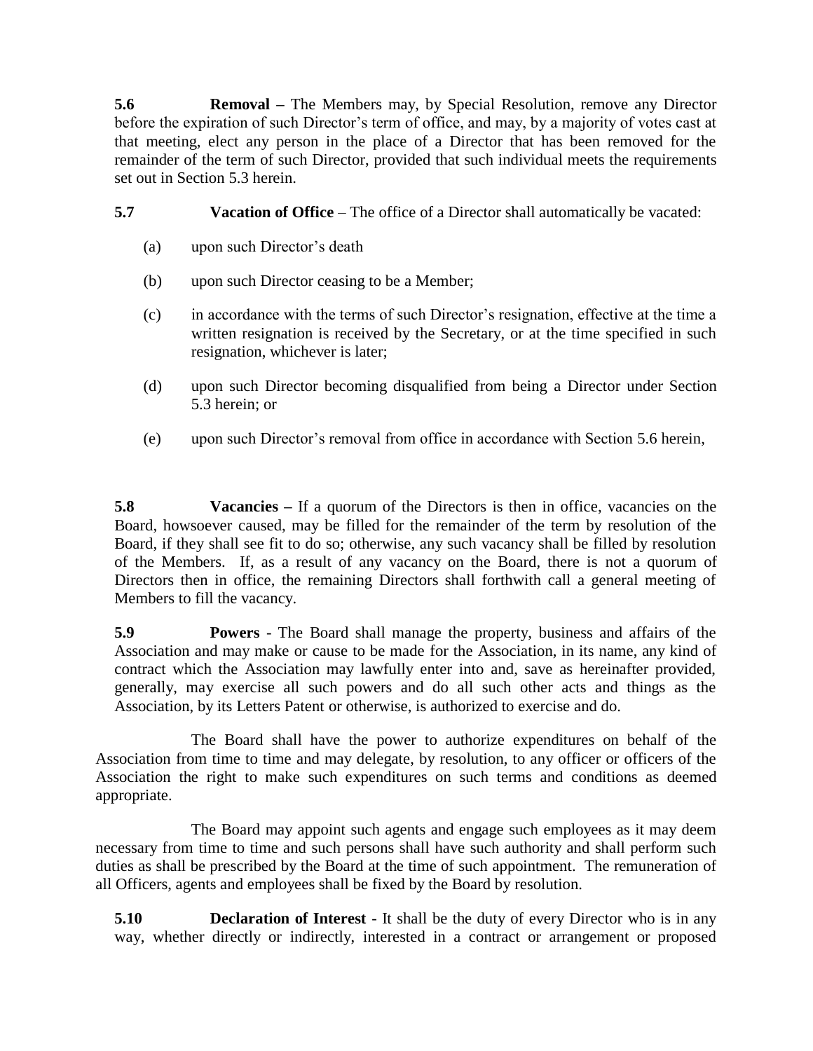**5.6 Removal –** The Members may, by Special Resolution, remove any Director before the expiration of such Director's term of office, and may, by a majority of votes cast at that meeting, elect any person in the place of a Director that has been removed for the remainder of the term of such Director, provided that such individual meets the requirements set out in Section 5.3 herein.

**5.7 Vacation of Office** – The office of a Director shall automatically be vacated:

(a) upon such Director's death

(b) upon such Director ceasing to be a Member;

(c) in accordance with the terms of such Director's resignation, effective at the time a written resignation is received by the Secretary, or at the time specified in such resignation, whichever is later;

(d) upon such Director becoming disqualified from being a Director under Section 5.3 herein; or

(e) upon such Director's removal from office in accordance with Section 5.6 herein,

**5.8 Vacancies –** If a quorum of the Directors is then in office, vacancies on the Board, howsoever caused, may be filled for the remainder of the term by resolution of the Board, if they shall see fit to do so; otherwise, any such vacancy shall be filled by resolution of the Members. If, as a result of any vacancy on the Board, there is not a quorum of Directors then in office, the remaining Directors shall forthwith call a general meeting of Members to fill the vacancy.

**5.9 Powers** - The Board shall manage the property, business and affairs of the Association and may make or cause to be made for the Association, in its name, any kind of contract which the Association may lawfully enter into and, save as hereinafter provided, generally, may exercise all such powers and do all such other acts and things as the Association, by its Letters Patent or otherwise, is authorized to exercise and do.

The Board shall have the power to authorize expenditures on behalf of the Association from time to time and may delegate, by resolution, to any officer or officers of the Association the right to make such expenditures on such terms and conditions as deemed appropriate.

The Board may appoint such agents and engage such employees as it may deem necessary from time to time and such persons shall have such authority and shall perform such duties as shall be prescribed by the Board at the time of such appointment. The remuneration of all Officers, agents and employees shall be fixed by the Board by resolution.

**5.10 Declaration of Interest** - It shall be the duty of every Director who is in any way, whether directly or indirectly, interested in a contract or arrangement or proposed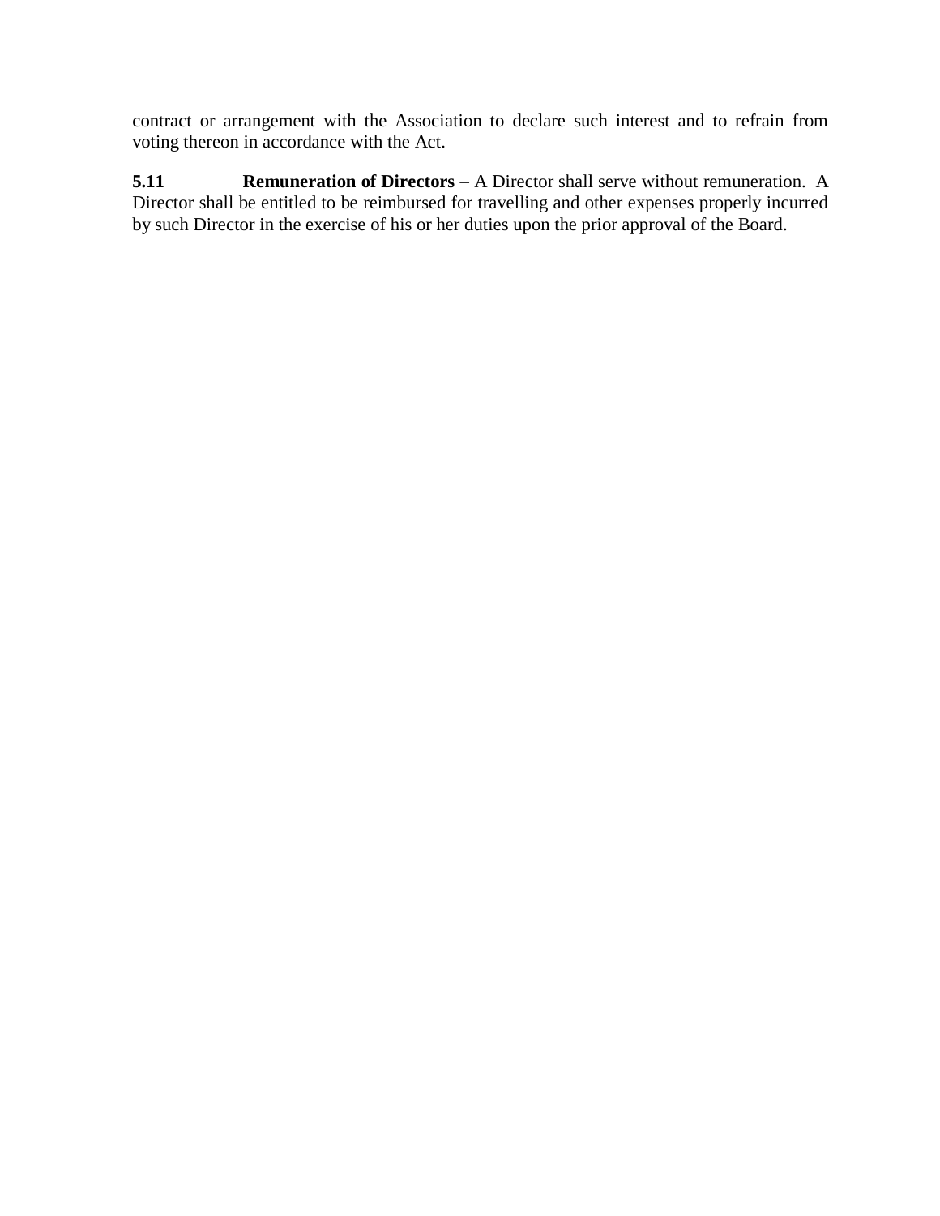contract or arrangement with the Association to declare such interest and to refrain from voting thereon in accordance with the Act.

**5.11 Remuneration of Directors** – A Director shall serve without remuneration. A Director shall be entitled to be reimbursed for travelling and other expenses properly incurred by such Director in the exercise of his or her duties upon the prior approval of the Board.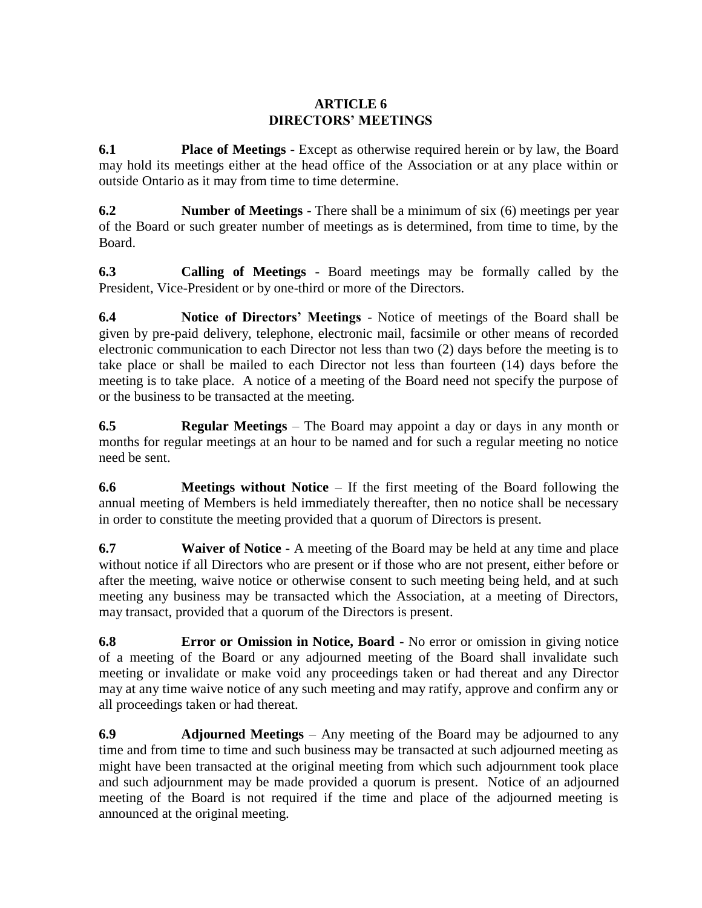## ARTICLE 6
## DIRECTORS' MEETINGS

**6.1 Place of Meetings** - Except as otherwise required herein or by law, the Board may hold its meetings either at the head office of the Association or at any place within or outside Ontario as it may from time to time determine.

**6.2 Number of Meetings** - There shall be a minimum of six (6) meetings per year of the Board or such greater number of meetings as is determined, from time to time, by the Board.

**6.3 Calling of Meetings** - Board meetings may be formally called by the President, Vice-President or by one-third or more of the Directors.

**6.4 Notice of Directors' Meetings** - Notice of meetings of the Board shall be given by pre-paid delivery, telephone, electronic mail, facsimile or other means of recorded electronic communication to each Director not less than two (2) days before the meeting is to take place or shall be mailed to each Director not less than fourteen (14) days before the meeting is to take place. A notice of a meeting of the Board need not specify the purpose of or the business to be transacted at the meeting.

**6.5 Regular Meetings** – The Board may appoint a day or days in any month or months for regular meetings at an hour to be named and for such a regular meeting no notice need be sent.

**6.6 Meetings without Notice** – If the first meeting of the Board following the annual meeting of Members is held immediately thereafter, then no notice shall be necessary in order to constitute the meeting provided that a quorum of Directors is present.

**6.7 Waiver of Notice -** A meeting of the Board may be held at any time and place without notice if all Directors who are present or if those who are not present, either before or after the meeting, waive notice or otherwise consent to such meeting being held, and at such meeting any business may be transacted which the Association, at a meeting of Directors, may transact, provided that a quorum of the Directors is present.

**6.8 Error or Omission in Notice, Board** - No error or omission in giving notice of a meeting of the Board or any adjourned meeting of the Board shall invalidate such meeting or invalidate or make void any proceedings taken or had thereat and any Director may at any time waive notice of any such meeting and may ratify, approve and confirm any or all proceedings taken or had thereat.

**6.9 Adjourned Meetings** – Any meeting of the Board may be adjourned to any time and from time to time and such business may be transacted at such adjourned meeting as might have been transacted at the original meeting from which such adjournment took place and such adjournment may be made provided a quorum is present. Notice of an adjourned meeting of the Board is not required if the time and place of the adjourned meeting is announced at the original meeting.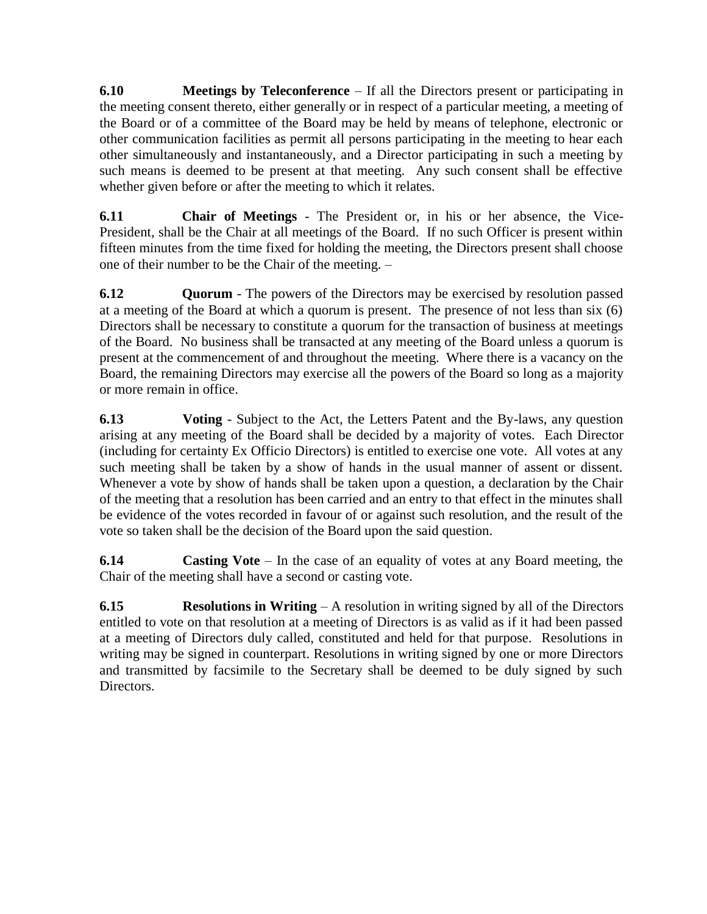**6.10 Meetings by Teleconference** – If all the Directors present or participating in the meeting consent thereto, either generally or in respect of a particular meeting, a meeting of the Board or of a committee of the Board may be held by means of telephone, electronic or other communication facilities as permit all persons participating in the meeting to hear each other simultaneously and instantaneously, and a Director participating in such a meeting by such means is deemed to be present at that meeting. Any such consent shall be effective whether given before or after the meeting to which it relates.

**6.11 Chair of Meetings** - The President or, in his or her absence, the Vice-President, shall be the Chair at all meetings of the Board. If no such Officer is present within fifteen minutes from the time fixed for holding the meeting, the Directors present shall choose one of their number to be the Chair of the meeting. –

**6.12 Quorum** - The powers of the Directors may be exercised by resolution passed at a meeting of the Board at which a quorum is present. The presence of not less than six (6) Directors shall be necessary to constitute a quorum for the transaction of business at meetings of the Board. No business shall be transacted at any meeting of the Board unless a quorum is present at the commencement of and throughout the meeting. Where there is a vacancy on the Board, the remaining Directors may exercise all the powers of the Board so long as a majority or more remain in office.

**6.13 Voting** - Subject to the Act, the Letters Patent and the By-laws, any question arising at any meeting of the Board shall be decided by a majority of votes. Each Director (including for certainty Ex Officio Directors) is entitled to exercise one vote. All votes at any such meeting shall be taken by a show of hands in the usual manner of assent or dissent. Whenever a vote by show of hands shall be taken upon a question, a declaration by the Chair of the meeting that a resolution has been carried and an entry to that effect in the minutes shall be evidence of the votes recorded in favour of or against such resolution, and the result of the vote so taken shall be the decision of the Board upon the said question.

**6.14 Casting Vote** – In the case of an equality of votes at any Board meeting, the Chair of the meeting shall have a second or casting vote.

**6.15 Resolutions in Writing** – A resolution in writing signed by all of the Directors entitled to vote on that resolution at a meeting of Directors is as valid as if it had been passed at a meeting of Directors duly called, constituted and held for that purpose. Resolutions in writing may be signed in counterpart. Resolutions in writing signed by one or more Directors and transmitted by facsimile to the Secretary shall be deemed to be duly signed by such Directors.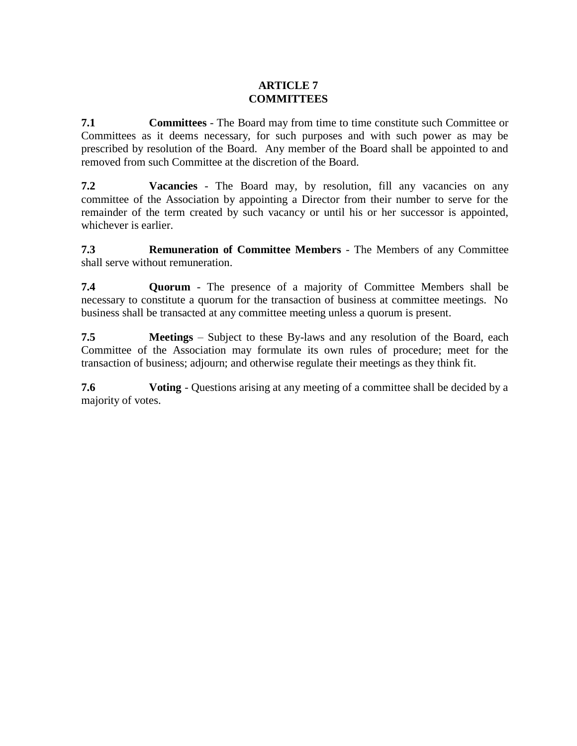## ARTICLE 7
## COMMITTEES

**7.1 Committees** - The Board may from time to time constitute such Committee or Committees as it deems necessary, for such purposes and with such power as may be prescribed by resolution of the Board. Any member of the Board shall be appointed to and removed from such Committee at the discretion of the Board.

**7.2 Vacancies** - The Board may, by resolution, fill any vacancies on any committee of the Association by appointing a Director from their number to serve for the remainder of the term created by such vacancy or until his or her successor is appointed, whichever is earlier.

**7.3 Remuneration of Committee Members** - The Members of any Committee shall serve without remuneration.

**7.4 Quorum** - The presence of a majority of Committee Members shall be necessary to constitute a quorum for the transaction of business at committee meetings. No business shall be transacted at any committee meeting unless a quorum is present.

**7.5 Meetings** – Subject to these By-laws and any resolution of the Board, each Committee of the Association may formulate its own rules of procedure; meet for the transaction of business; adjourn; and otherwise regulate their meetings as they think fit.

**7.6 Voting** - Questions arising at any meeting of a committee shall be decided by a majority of votes.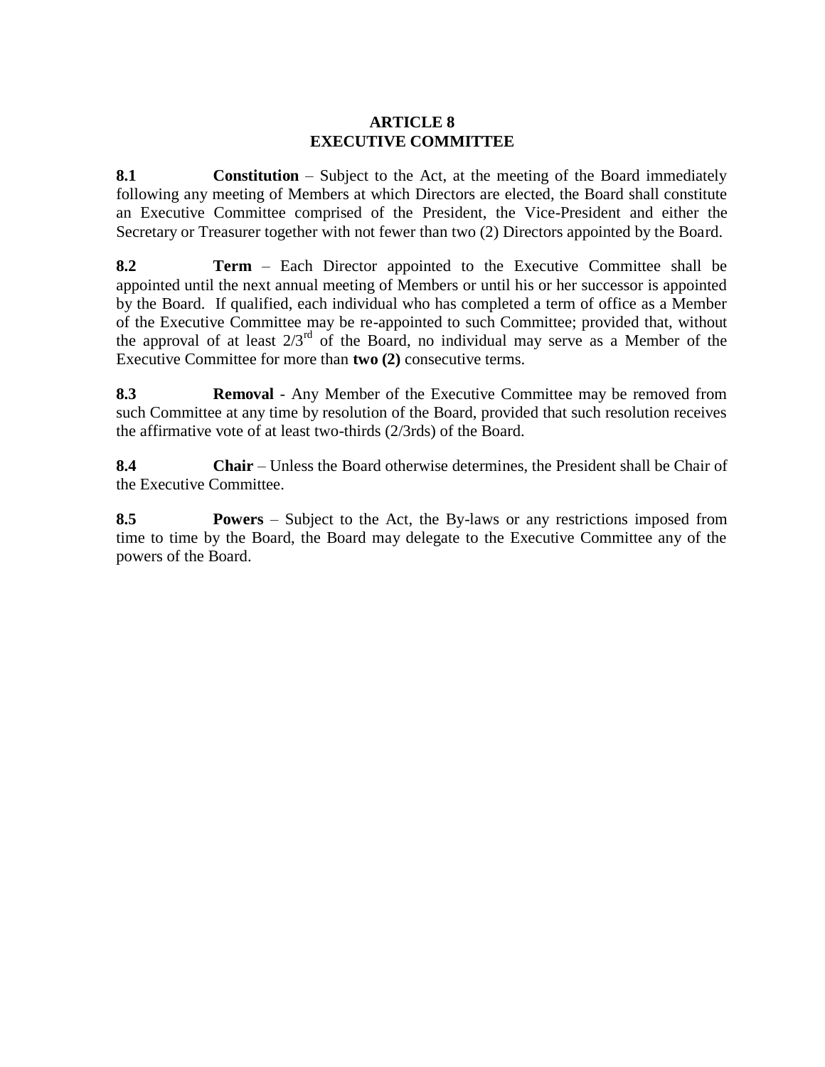# ARTICLE 8
# EXECUTIVE COMMITTEE

**8.1** **Constitution** – Subject to the Act, at the meeting of the Board immediately following any meeting of Members at which Directors are elected, the Board shall constitute an Executive Committee comprised of the President, the Vice-President and either the Secretary or Treasurer together with not fewer than two (2) Directors appointed by the Board.

**8.2** **Term** – Each Director appointed to the Executive Committee shall be appointed until the next annual meeting of Members or until his or her successor is appointed by the Board. If qualified, each individual who has completed a term of office as a Member of the Executive Committee may be re-appointed to such Committee; provided that, without the approval of at least 2/3rd of the Board, no individual may serve as a Member of the Executive Committee for more than **two (2)** consecutive terms.

**8.3** **Removal** - Any Member of the Executive Committee may be removed from such Committee at any time by resolution of the Board, provided that such resolution receives the affirmative vote of at least two-thirds (2/3rds) of the Board.

**8.4** **Chair** – Unless the Board otherwise determines, the President shall be Chair of the Executive Committee.

**8.5** **Powers** – Subject to the Act, the By-laws or any restrictions imposed from time to time by the Board, the Board may delegate to the Executive Committee any of the powers of the Board.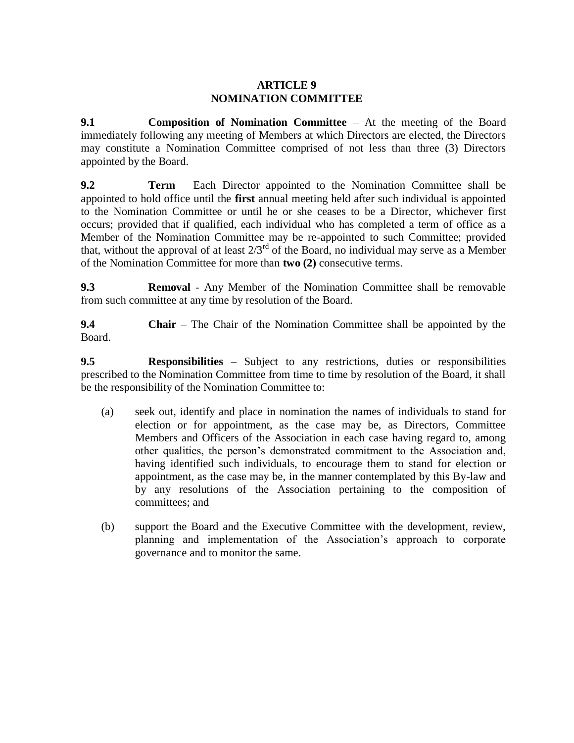# ARTICLE 9
# NOMINATION COMMITTEE

**9.1 Composition of Nomination Committee** – At the meeting of the Board immediately following any meeting of Members at which Directors are elected, the Directors may constitute a Nomination Committee comprised of not less than three (3) Directors appointed by the Board.

**9.2 Term** – Each Director appointed to the Nomination Committee shall be appointed to hold office until the **first** annual meeting held after such individual is appointed to the Nomination Committee or until he or she ceases to be a Director, whichever first occurs; provided that if qualified, each individual who has completed a term of office as a Member of the Nomination Committee may be re-appointed to such Committee; provided that, without the approval of at least 2/3rd of the Board, no individual may serve as a Member of the Nomination Committee for more than **two (2)** consecutive terms.

**9.3 Removal** - Any Member of the Nomination Committee shall be removable from such committee at any time by resolution of the Board.

**9.4 Chair** – The Chair of the Nomination Committee shall be appointed by the Board.

**9.5 Responsibilities** – Subject to any restrictions, duties or responsibilities prescribed to the Nomination Committee from time to time by resolution of the Board, it shall be the responsibility of the Nomination Committee to:

(a) seek out, identify and place in nomination the names of individuals to stand for election or for appointment, as the case may be, as Directors, Committee Members and Officers of the Association in each case having regard to, among other qualities, the person's demonstrated commitment to the Association and, having identified such individuals, to encourage them to stand for election or appointment, as the case may be, in the manner contemplated by this By-law and by any resolutions of the Association pertaining to the composition of committees; and

(b) support the Board and the Executive Committee with the development, review, planning and implementation of the Association's approach to corporate governance and to monitor the same.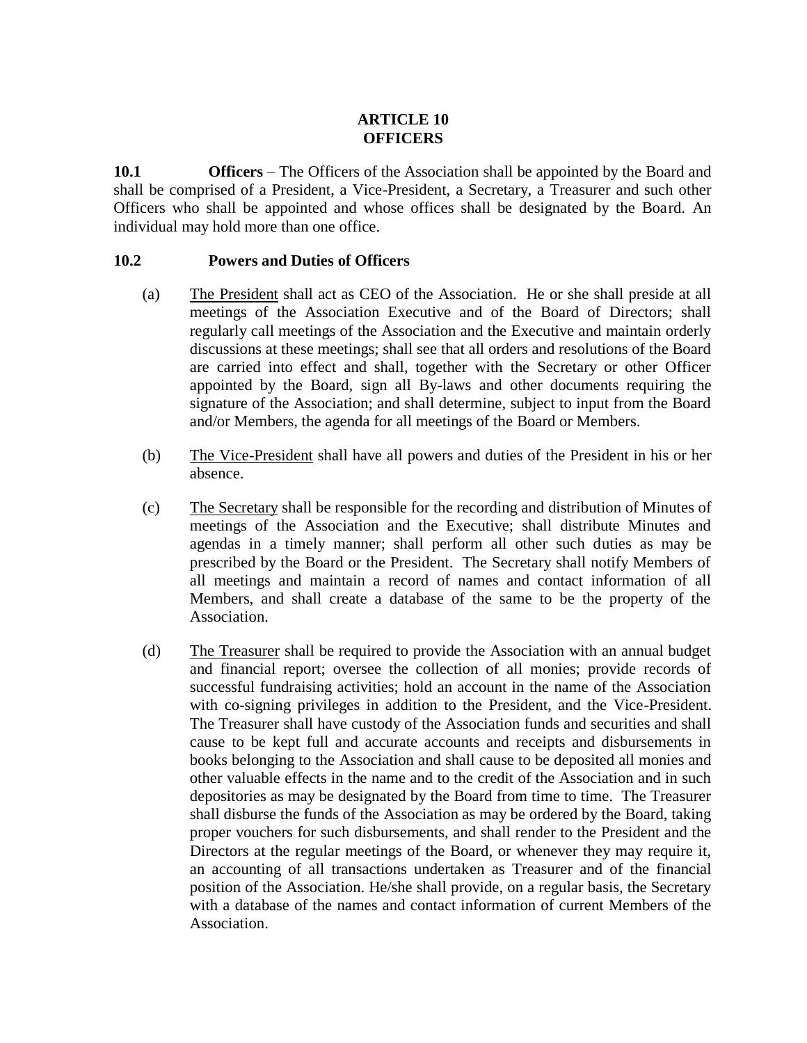# ARTICLE 10
# OFFICERS

**10.1 Officers** – The Officers of the Association shall be appointed by the Board and shall be comprised of a President, a Vice-President, a Secretary, a Treasurer and such other Officers who shall be appointed and whose offices shall be designated by the Board. An individual may hold more than one office.

**10.2 Powers and Duties of Officers**

(a) The President shall act as CEO of the Association. He or she shall preside at all meetings of the Association Executive and of the Board of Directors; shall regularly call meetings of the Association and the Executive and maintain orderly discussions at these meetings; shall see that all orders and resolutions of the Board are carried into effect and shall, together with the Secretary or other Officer appointed by the Board, sign all By-laws and other documents requiring the signature of the Association; and shall determine, subject to input from the Board and/or Members, the agenda for all meetings of the Board or Members.

(b) The Vice-President shall have all powers and duties of the President in his or her absence.

(c) The Secretary shall be responsible for the recording and distribution of Minutes of meetings of the Association and the Executive; shall distribute Minutes and agendas in a timely manner; shall perform all other such duties as may be prescribed by the Board or the President. The Secretary shall notify Members of all meetings and maintain a record of names and contact information of all Members, and shall create a database of the same to be the property of the Association.

(d) The Treasurer shall be required to provide the Association with an annual budget and financial report; oversee the collection of all monies; provide records of successful fundraising activities; hold an account in the name of the Association with co-signing privileges in addition to the President, and the Vice-President. The Treasurer shall have custody of the Association funds and securities and shall cause to be kept full and accurate accounts and receipts and disbursements in books belonging to the Association and shall cause to be deposited all monies and other valuable effects in the name and to the credit of the Association and in such depositories as may be designated by the Board from time to time. The Treasurer shall disburse the funds of the Association as may be ordered by the Board, taking proper vouchers for such disbursements, and shall render to the President and the Directors at the regular meetings of the Board, or whenever they may require it, an accounting of all transactions undertaken as Treasurer and of the financial position of the Association. He/she shall provide, on a regular basis, the Secretary with a database of the names and contact information of current Members of the Association.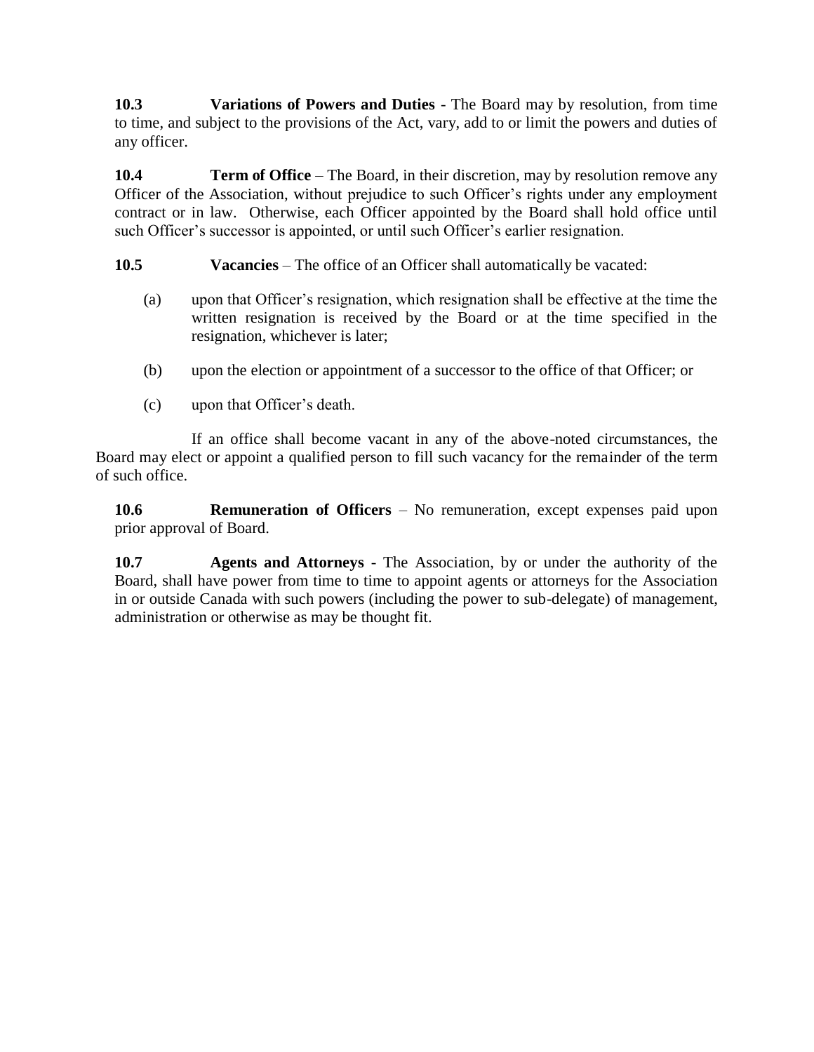**10.3** **Variations of Powers and Duties** - The Board may by resolution, from time to time, and subject to the provisions of the Act, vary, add to or limit the powers and duties of any officer.

**10.4** **Term of Office** – The Board, in their discretion, may by resolution remove any Officer of the Association, without prejudice to such Officer's rights under any employment contract or in law. Otherwise, each Officer appointed by the Board shall hold office until such Officer's successor is appointed, or until such Officer's earlier resignation.

**10.5** **Vacancies** – The office of an Officer shall automatically be vacated:

(a) upon that Officer's resignation, which resignation shall be effective at the time the written resignation is received by the Board or at the time specified in the resignation, whichever is later;

(b) upon the election or appointment of a successor to the office of that Officer; or

(c) upon that Officer's death.

If an office shall become vacant in any of the above-noted circumstances, the Board may elect or appoint a qualified person to fill such vacancy for the remainder of the term of such office.

**10.6** **Remuneration of Officers** – No remuneration, except expenses paid upon prior approval of Board.

**10.7** **Agents and Attorneys** - The Association, by or under the authority of the Board, shall have power from time to time to appoint agents or attorneys for the Association in or outside Canada with such powers (including the power to sub-delegate) of management, administration or otherwise as may be thought fit.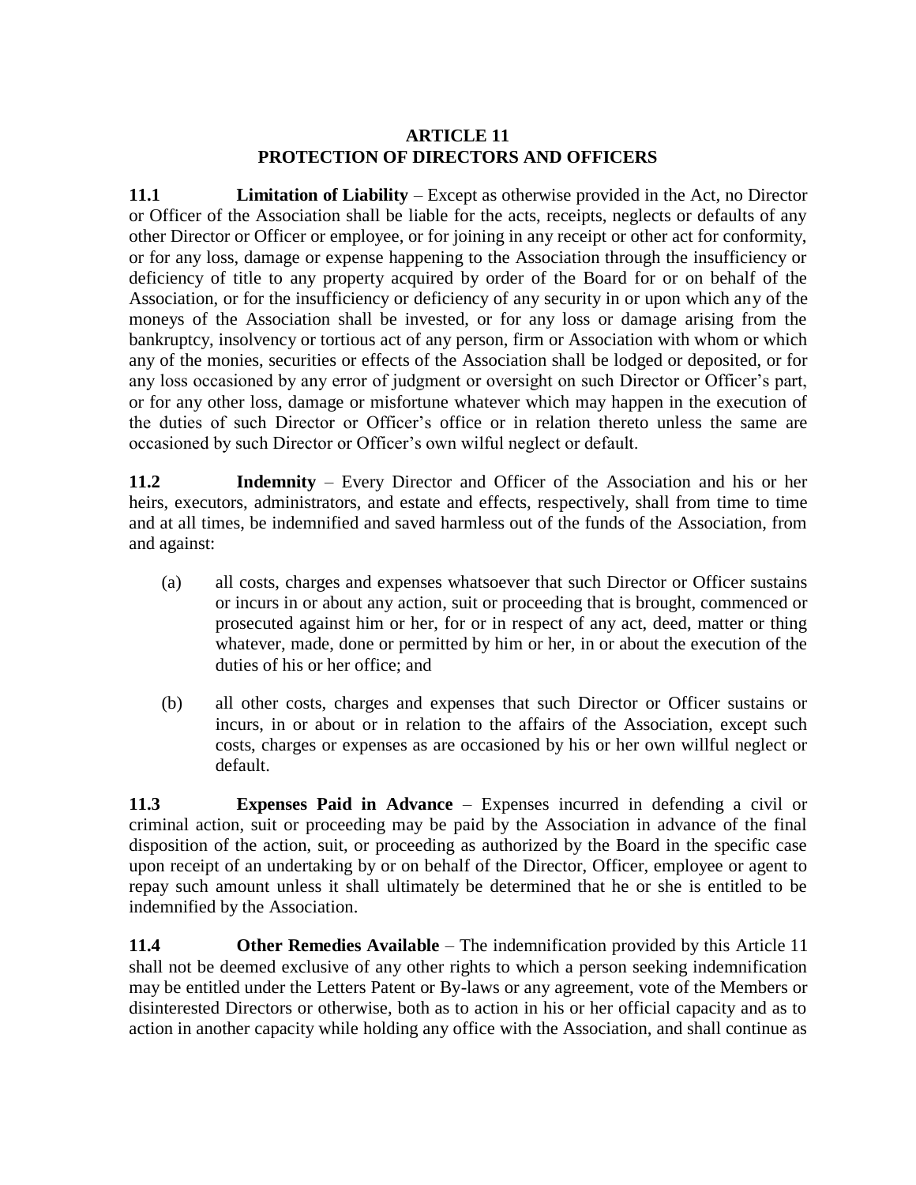## ARTICLE 11
## PROTECTION OF DIRECTORS AND OFFICERS

**11.1 Limitation of Liability** – Except as otherwise provided in the Act, no Director or Officer of the Association shall be liable for the acts, receipts, neglects or defaults of any other Director or Officer or employee, or for joining in any receipt or other act for conformity, or for any loss, damage or expense happening to the Association through the insufficiency or deficiency of title to any property acquired by order of the Board for or on behalf of the Association, or for the insufficiency or deficiency of any security in or upon which any of the moneys of the Association shall be invested, or for any loss or damage arising from the bankruptcy, insolvency or tortious act of any person, firm or Association with whom or which any of the monies, securities or effects of the Association shall be lodged or deposited, or for any loss occasioned by any error of judgment or oversight on such Director or Officer's part, or for any other loss, damage or misfortune whatever which may happen in the execution of the duties of such Director or Officer's office or in relation thereto unless the same are occasioned by such Director or Officer's own wilful neglect or default.

**11.2 Indemnity** – Every Director and Officer of the Association and his or her heirs, executors, administrators, and estate and effects, respectively, shall from time to time and at all times, be indemnified and saved harmless out of the funds of the Association, from and against:

(a) all costs, charges and expenses whatsoever that such Director or Officer sustains or incurs in or about any action, suit or proceeding that is brought, commenced or prosecuted against him or her, for or in respect of any act, deed, matter or thing whatever, made, done or permitted by him or her, in or about the execution of the duties of his or her office; and

(b) all other costs, charges and expenses that such Director or Officer sustains or incurs, in or about or in relation to the affairs of the Association, except such costs, charges or expenses as are occasioned by his or her own willful neglect or default.

**11.3 Expenses Paid in Advance** – Expenses incurred in defending a civil or criminal action, suit or proceeding may be paid by the Association in advance of the final disposition of the action, suit, or proceeding as authorized by the Board in the specific case upon receipt of an undertaking by or on behalf of the Director, Officer, employee or agent to repay such amount unless it shall ultimately be determined that he or she is entitled to be indemnified by the Association.

**11.4 Other Remedies Available** – The indemnification provided by this Article 11 shall not be deemed exclusive of any other rights to which a person seeking indemnification may be entitled under the Letters Patent or By-laws or any agreement, vote of the Members or disinterested Directors or otherwise, both as to action in his or her official capacity and as to action in another capacity while holding any office with the Association, and shall continue as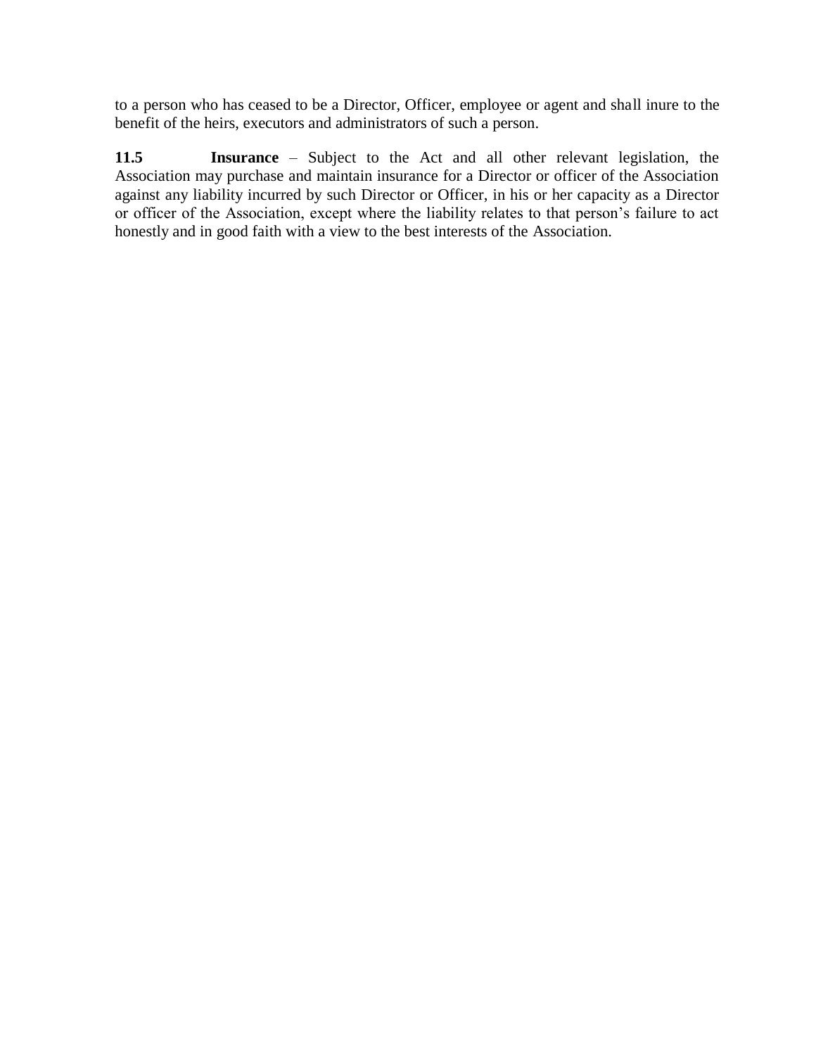to a person who has ceased to be a Director, Officer, employee or agent and shall inure to the benefit of the heirs, executors and administrators of such a person.

**11.5** **Insurance** – Subject to the Act and all other relevant legislation, the Association may purchase and maintain insurance for a Director or officer of the Association against any liability incurred by such Director or Officer, in his or her capacity as a Director or officer of the Association, except where the liability relates to that person's failure to act honestly and in good faith with a view to the best interests of the Association.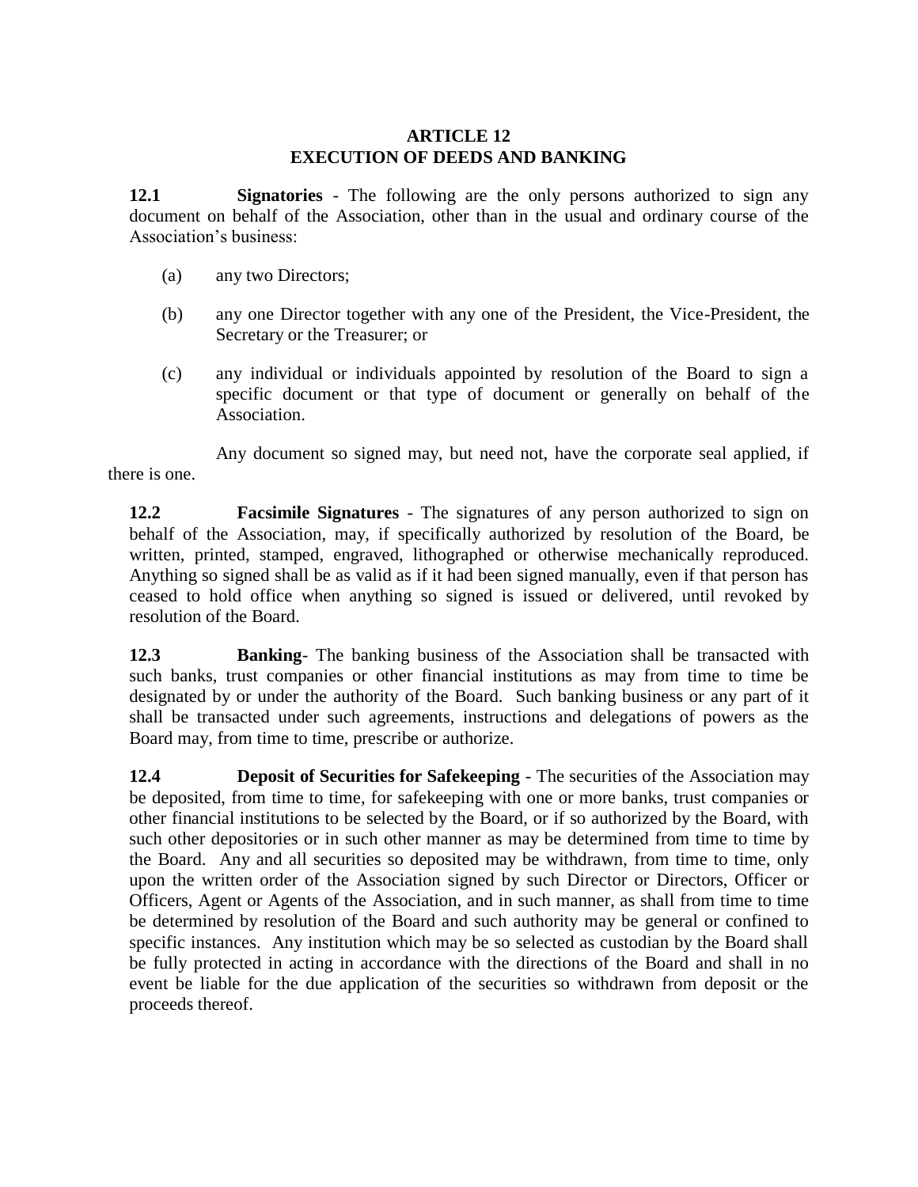## ARTICLE 12
## EXECUTION OF DEEDS AND BANKING

**12.1 Signatories** - The following are the only persons authorized to sign any document on behalf of the Association, other than in the usual and ordinary course of the Association's business:

(a) any two Directors;

(b) any one Director together with any one of the President, the Vice-President, the Secretary or the Treasurer; or

(c) any individual or individuals appointed by resolution of the Board to sign a specific document or that type of document or generally on behalf of the Association.

Any document so signed may, but need not, have the corporate seal applied, if there is one.

**12.2 Facsimile Signatures** - The signatures of any person authorized to sign on behalf of the Association, may, if specifically authorized by resolution of the Board, be written, printed, stamped, engraved, lithographed or otherwise mechanically reproduced. Anything so signed shall be as valid as if it had been signed manually, even if that person has ceased to hold office when anything so signed is issued or delivered, until revoked by resolution of the Board.

**12.3 Banking**- The banking business of the Association shall be transacted with such banks, trust companies or other financial institutions as may from time to time be designated by or under the authority of the Board. Such banking business or any part of it shall be transacted under such agreements, instructions and delegations of powers as the Board may, from time to time, prescribe or authorize.

**12.4 Deposit of Securities for Safekeeping** - The securities of the Association may be deposited, from time to time, for safekeeping with one or more banks, trust companies or other financial institutions to be selected by the Board, or if so authorized by the Board, with such other depositories or in such other manner as may be determined from time to time by the Board. Any and all securities so deposited may be withdrawn, from time to time, only upon the written order of the Association signed by such Director or Directors, Officer or Officers, Agent or Agents of the Association, and in such manner, as shall from time to time be determined by resolution of the Board and such authority may be general or confined to specific instances. Any institution which may be so selected as custodian by the Board shall be fully protected in acting in accordance with the directions of the Board and shall in no event be liable for the due application of the securities so withdrawn from deposit or the proceeds thereof.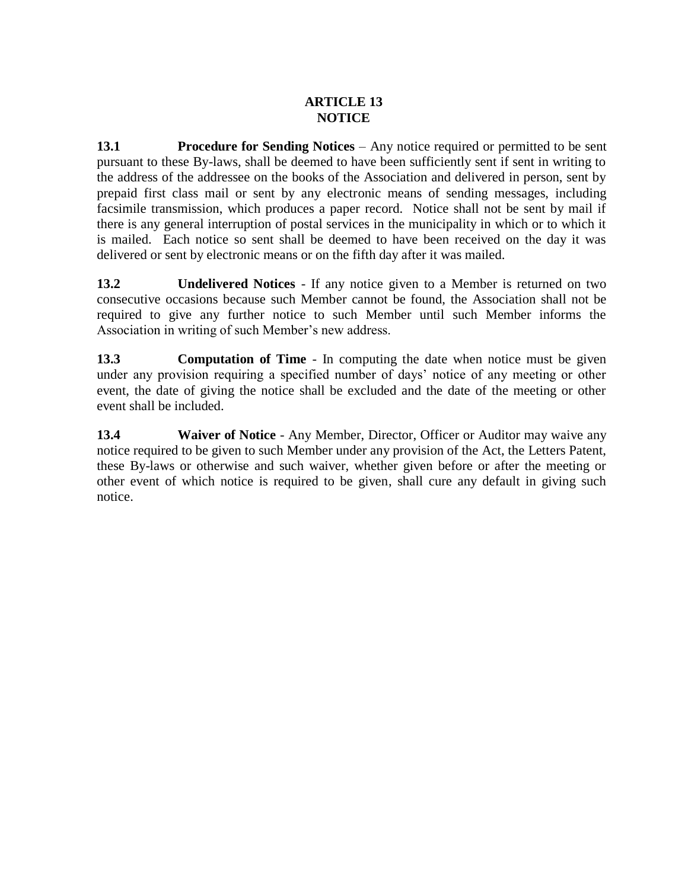# ARTICLE 13
# NOTICE

**13.1 Procedure for Sending Notices** – Any notice required or permitted to be sent pursuant to these By-laws, shall be deemed to have been sufficiently sent if sent in writing to the address of the addressee on the books of the Association and delivered in person, sent by prepaid first class mail or sent by any electronic means of sending messages, including facsimile transmission, which produces a paper record. Notice shall not be sent by mail if there is any general interruption of postal services in the municipality in which or to which it is mailed. Each notice so sent shall be deemed to have been received on the day it was delivered or sent by electronic means or on the fifth day after it was mailed.

**13.2 Undelivered Notices** - If any notice given to a Member is returned on two consecutive occasions because such Member cannot be found, the Association shall not be required to give any further notice to such Member until such Member informs the Association in writing of such Member's new address.

**13.3 Computation of Time** - In computing the date when notice must be given under any provision requiring a specified number of days' notice of any meeting or other event, the date of giving the notice shall be excluded and the date of the meeting or other event shall be included.

**13.4 Waiver of Notice** - Any Member, Director, Officer or Auditor may waive any notice required to be given to such Member under any provision of the Act, the Letters Patent, these By-laws or otherwise and such waiver, whether given before or after the meeting or other event of which notice is required to be given, shall cure any default in giving such notice.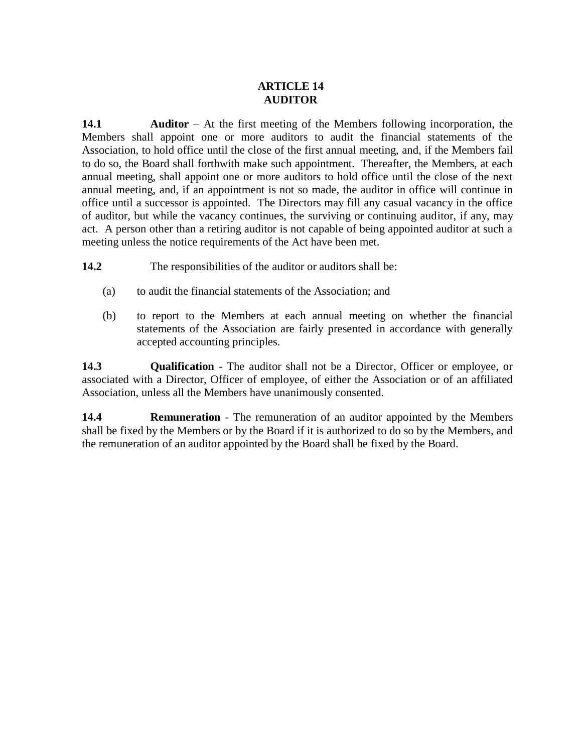# ARTICLE 14
# AUDITOR

**14.1** **Auditor** – At the first meeting of the Members following incorporation, the Members shall appoint one or more auditors to audit the financial statements of the Association, to hold office until the close of the first annual meeting, and, if the Members fail to do so, the Board shall forthwith make such appointment. Thereafter, the Members, at each annual meeting, shall appoint one or more auditors to hold office until the close of the next annual meeting, and, if an appointment is not so made, the auditor in office will continue in office until a successor is appointed. The Directors may fill any casual vacancy in the office of auditor, but while the vacancy continues, the surviving or continuing auditor, if any, may act. A person other than a retiring auditor is not capable of being appointed auditor at such a meeting unless the notice requirements of the Act have been met.

**14.2** The responsibilities of the auditor or auditors shall be:

(a) to audit the financial statements of the Association; and

(b) to report to the Members at each annual meeting on whether the financial statements of the Association are fairly presented in accordance with generally accepted accounting principles.

**14.3** **Qualification** - The auditor shall not be a Director, Officer or employee, or associated with a Director, Officer of employee, of either the Association or of an affiliated Association, unless all the Members have unanimously consented.

**14.4** **Remuneration** - The remuneration of an auditor appointed by the Members shall be fixed by the Members or by the Board if it is authorized to do so by the Members, and the remuneration of an auditor appointed by the Board shall be fixed by the Board.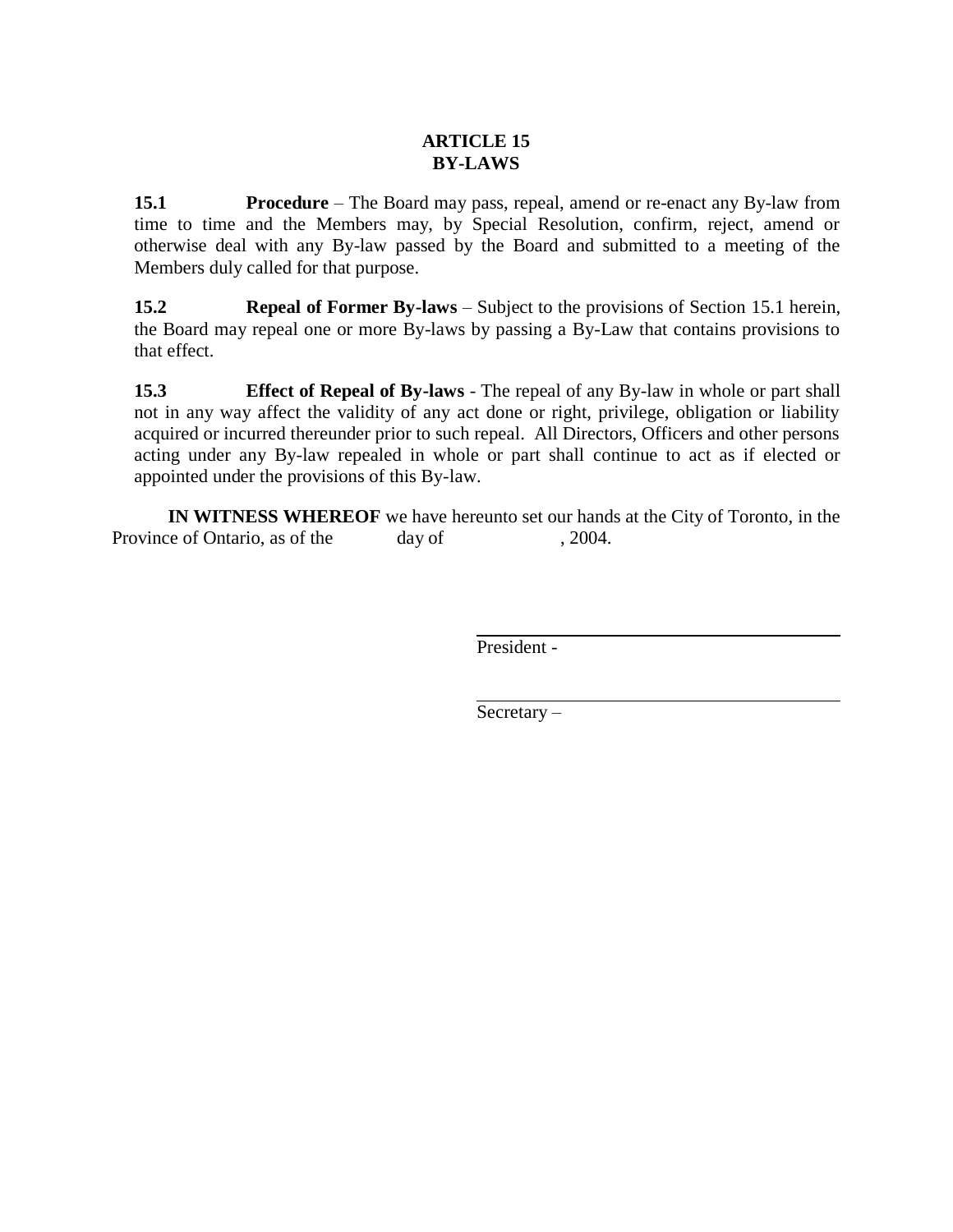# ARTICLE 15
# BY-LAWS

**15.1** **Procedure** – The Board may pass, repeal, amend or re-enact any By-law from time to time and the Members may, by Special Resolution, confirm, reject, amend or otherwise deal with any By-law passed by the Board and submitted to a meeting of the Members duly called for that purpose.

**15.2** **Repeal of Former By-laws** – Subject to the provisions of Section 15.1 herein, the Board may repeal one or more By-laws by passing a By-Law that contains provisions to that effect.

**15.3** **Effect of Repeal of By-laws** - The repeal of any By-law in whole or part shall not in any way affect the validity of any act done or right, privilege, obligation or liability acquired or incurred thereunder prior to such repeal. All Directors, Officers and other persons acting under any By-law repealed in whole or part shall continue to act as if elected or appointed under the provisions of this By-law.

**IN WITNESS WHEREOF** we have hereunto set our hands at the City of Toronto, in the Province of Ontario, as of the day of , 2004.

President -

Secretary –